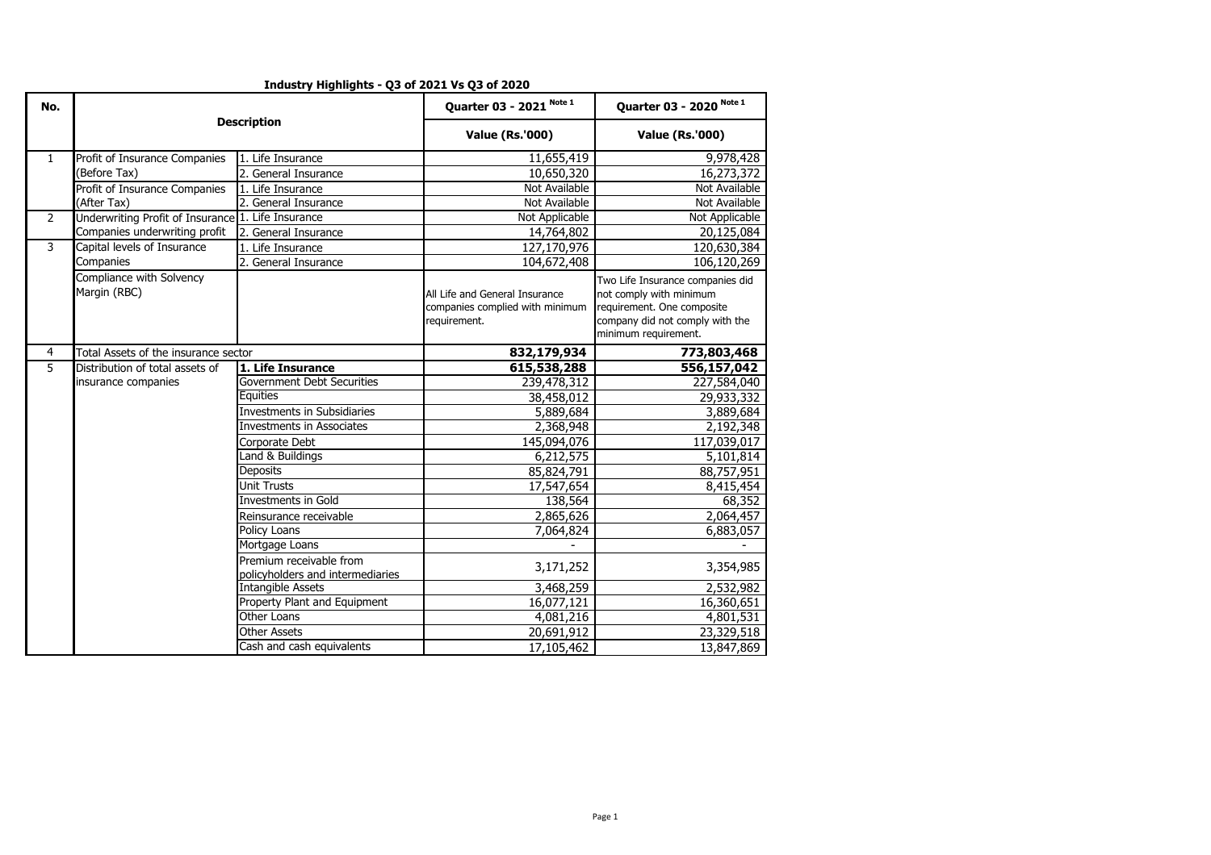# Industry Highlights - Q3 of 2021 Vs Q3 of 2020

| No. | Description | | Quarter 03 - 2021 Note 1 | Quarter 03 - 2020 Note 1 |
|---|---|---|---|---|
| | | | Value (Rs.'000) | Value (Rs.'000) |
| 1 | Profit of Insurance Companies (Before Tax) | 1. Life Insurance | 11,655,419 | 9,978,428 |
| | | 2. General Insurance | 10,650,320 | 16,273,372 |
| | Profit of Insurance Companies (After Tax) | 1. Life Insurance | Not Available | Not Available |
| | | 2. General Insurance | Not Available | Not Available |
| 2 | Underwriting Profit of Insurance Companies underwriting profit | 1. Life Insurance | Not Applicable | Not Applicable |
| | | 2. General Insurance | 14,764,802 | 20,125,084 |
| 3 | Capital levels of Insurance Companies | 1. Life Insurance | 127,170,976 | 120,630,384 |
| | | 2. General Insurance | 104,672,408 | 106,120,269 |
| | Compliance with Solvency Margin (RBC) | | All Life and General Insurance companies complied with minimum requirement. | Two Life Insurance companies did not comply with minimum requirement. One composite company did not comply with the minimum requirement. |
| 4 | Total Assets of the insurance sector | | **832,179,934** | **773,803,468** |
| 5 | Distribution of total assets of insurance companies | **1. Life Insurance** | **615,538,288** | **556,157,042** |
| | | Government Debt Securities | 239,478,312 | 227,584,040 |
| | | Equities | 38,458,012 | 29,933,332 |
| | | Investments in Subsidiaries | 5,889,684 | 3,889,684 |
| | | Investments in Associates | 2,368,948 | 2,192,348 |
| | | Corporate Debt | 145,094,076 | 117,039,017 |
| | | Land & Buildings | 6,212,575 | 5,101,814 |
| | | Deposits | 85,824,791 | 88,757,951 |
| | | Unit Trusts | 17,547,654 | 8,415,454 |
| | | Investments in Gold | 138,564 | 68,352 |
| | | Reinsurance receivable | 2,865,626 | 2,064,457 |
| | | Policy Loans | 7,064,824 | 6,883,057 |
| | | Mortgage Loans | - | - |
| | | Premium receivable from policyholders and intermediaries | 3,171,252 | 3,354,985 |
| | | Intangible Assets | 3,468,259 | 2,532,982 |
| | | Property Plant and Equipment | 16,077,121 | 16,360,651 |
| | | Other Loans | 4,081,216 | 4,801,531 |
| | | Other Assets | 20,691,912 | 23,329,518 |
| | | Cash and cash equivalents | 17,105,462 | 13,847,869 |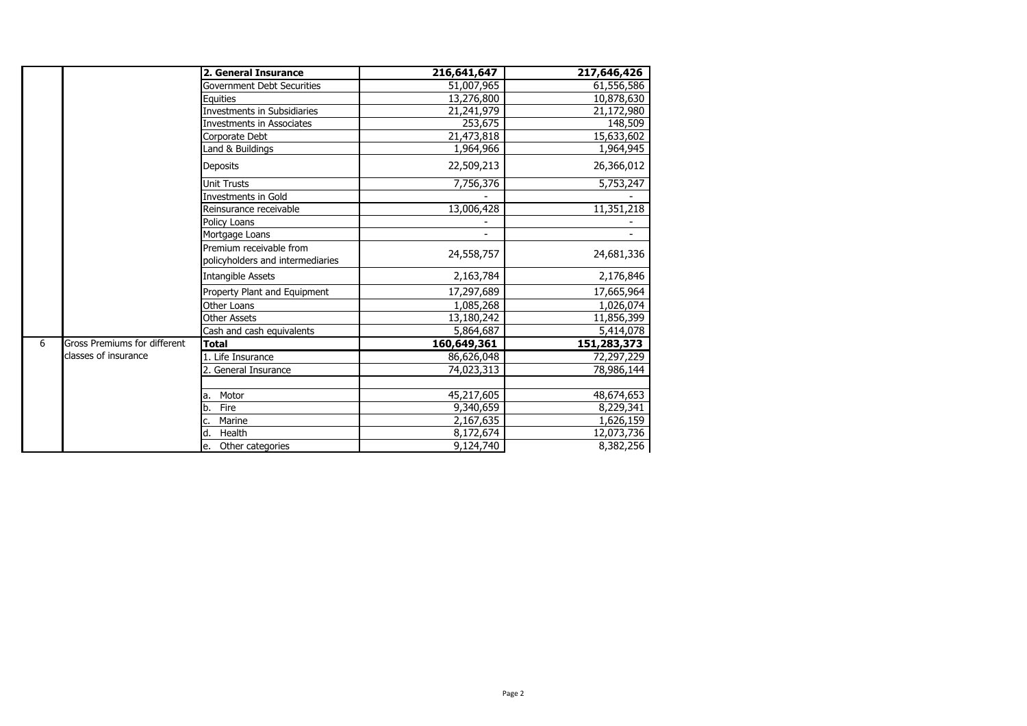| | | | | |
|---|---|---|---|---|
| | | **2. General Insurance** | **216,641,647** | **217,646,426** |
| | | Government Debt Securities | 51,007,965 | 61,556,586 |
| | | Equities | 13,276,800 | 10,878,630 |
| | | Investments in Subsidiaries | 21,241,979 | 21,172,980 |
| | | Investments in Associates | 253,675 | 148,509 |
| | | Corporate Debt | 21,473,818 | 15,633,602 |
| | | Land & Buildings | 1,964,966 | 1,964,945 |
| | | Deposits | 22,509,213 | 26,366,012 |
| | | Unit Trusts | 7,756,376 | 5,753,247 |
| | | Investments in Gold | - | - |
| | | Reinsurance receivable | 13,006,428 | 11,351,218 |
| | | Policy Loans | - | - |
| | | Mortgage Loans | - | - |
| | | Premium receivable from policyholders and intermediaries | 24,558,757 | 24,681,336 |
| | | Intangible Assets | 2,163,784 | 2,176,846 |
| | | Property Plant and Equipment | 17,297,689 | 17,665,964 |
| | | Other Loans | 1,085,268 | 1,026,074 |
| | | Other Assets | 13,180,242 | 11,856,399 |
| | | Cash and cash equivalents | 5,864,687 | 5,414,078 |
| 6 | Gross Premiums for different classes of insurance | **Total** | **160,649,361** | **151,283,373** |
| | | 1. Life Insurance | 86,626,048 | 72,297,229 |
| | | 2. General Insurance | 74,023,313 | 78,986,144 |
| | | | | |
| | | a. Motor | 45,217,605 | 48,674,653 |
| | | b. Fire | 9,340,659 | 8,229,341 |
| | | c. Marine | 2,167,635 | 1,626,159 |
| | | d. Health | 8,172,674 | 12,073,736 |
| | | e. Other categories | 9,124,740 | 8,382,256 |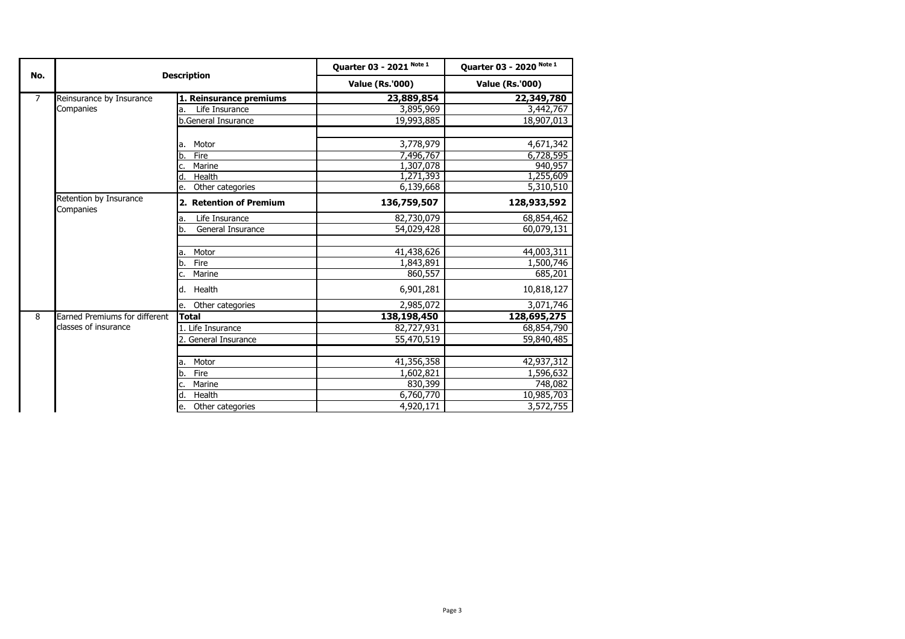| No. | Description | | Quarter 03 - 2021 Note 1 | Quarter 03 - 2020 Note 1 |
|---|---|---|---|---|
| | | | **Value (Rs.'000)** | **Value (Rs.'000)** |
| 7 | Reinsurance by Insurance Companies | **1. Reinsurance premiums** | **23,889,854** | **22,349,780** |
| | | a. Life Insurance | 3,895,969 | 3,442,767 |
| | | b.General Insurance | 19,993,885 | 18,907,013 |
| | | | | |
| | | a. Motor | 3,778,979 | 4,671,342 |
| | | b. Fire | 7,496,767 | 6,728,595 |
| | | c. Marine | 1,307,078 | 940,957 |
| | | d. Health | 1,271,393 | 1,255,609 |
| | | e. Other categories | 6,139,668 | 5,310,510 |
| | Retention by Insurance Companies | **2. Retention of Premium** | **136,759,507** | **128,933,592** |
| | | a. Life Insurance | 82,730,079 | 68,854,462 |
| | | b. General Insurance | 54,029,428 | 60,079,131 |
| | | | | |
| | | a. Motor | 41,438,626 | 44,003,311 |
| | | b. Fire | 1,843,891 | 1,500,746 |
| | | c. Marine | 860,557 | 685,201 |
| | | d. Health | 6,901,281 | 10,818,127 |
| | | e. Other categories | 2,985,072 | 3,071,746 |
| 8 | Earned Premiums for different classes of insurance | **Total** | **138,198,450** | **128,695,275** |
| | | 1. Life Insurance | 82,727,931 | 68,854,790 |
| | | 2. General Insurance | 55,470,519 | 59,840,485 |
| | | | | |
| | | a. Motor | 41,356,358 | 42,937,312 |
| | | b. Fire | 1,602,821 | 1,596,632 |
| | | c. Marine | 830,399 | 748,082 |
| | | d. Health | 6,760,770 | 10,985,703 |
| | | e. Other categories | 4,920,171 | 3,572,755 |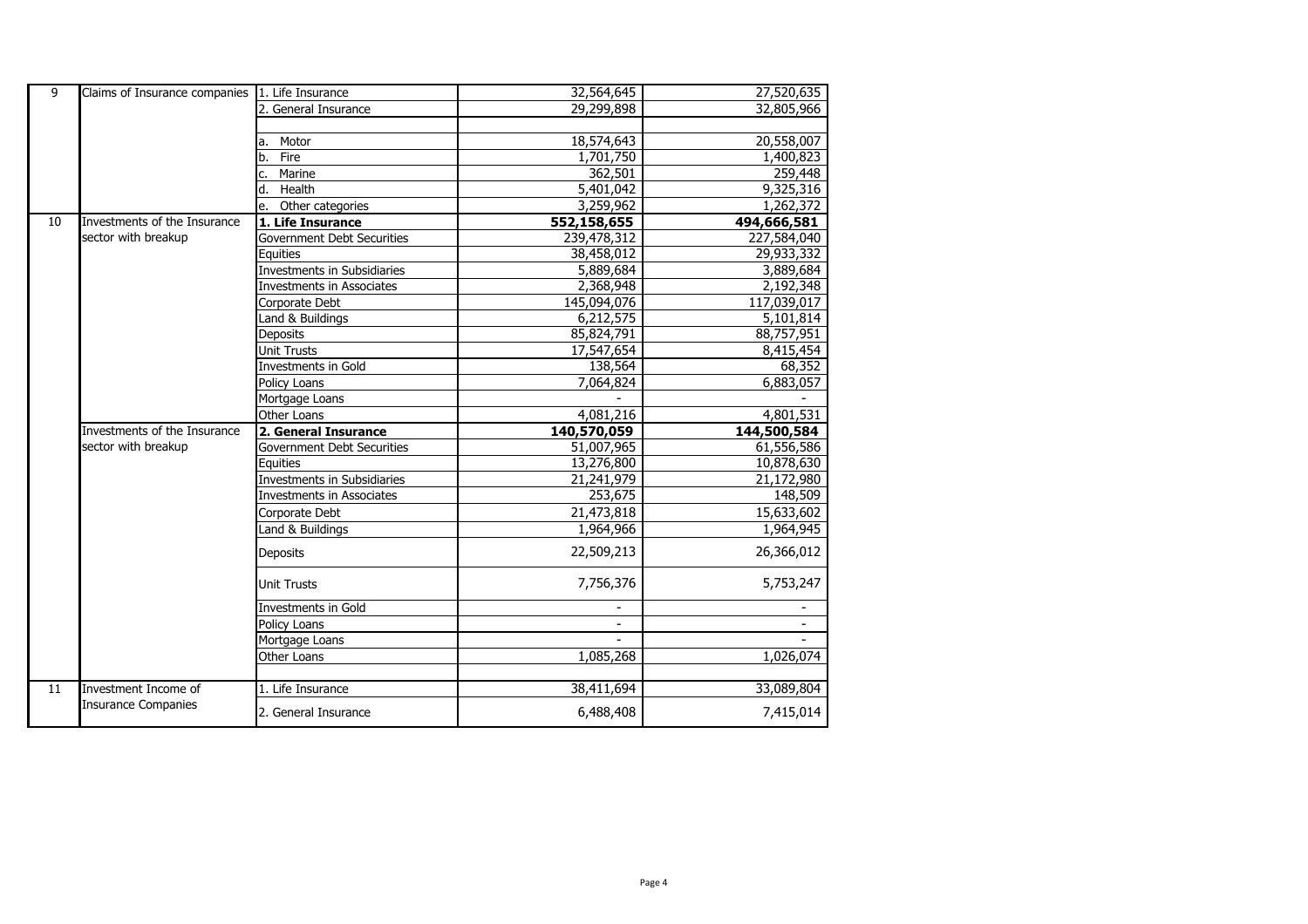| 9 | Claims of Insurance companies | 1. Life Insurance | 32,564,645 | 27,520,635 |
|---|---|---|---|---|
| | | 2. General Insurance | 29,299,898 | 32,805,966 |
| | | | | |
| | | a. Motor | 18,574,643 | 20,558,007 |
| | | b. Fire | 1,701,750 | 1,400,823 |
| | | c. Marine | 362,501 | 259,448 |
| | | d. Health | 5,401,042 | 9,325,316 |
| | | e. Other categories | 3,259,962 | 1,262,372 |
| 10 | Investments of the Insurance sector with breakup | **1. Life Insurance** | **552,158,655** | **494,666,581** |
| | | Government Debt Securities | 239,478,312 | 227,584,040 |
| | | Equities | 38,458,012 | 29,933,332 |
| | | Investments in Subsidiaries | 5,889,684 | 3,889,684 |
| | | Investments in Associates | 2,368,948 | 2,192,348 |
| | | Corporate Debt | 145,094,076 | 117,039,017 |
| | | Land & Buildings | 6,212,575 | 5,101,814 |
| | | Deposits | 85,824,791 | 88,757,951 |
| | | Unit Trusts | 17,547,654 | 8,415,454 |
| | | Investments in Gold | 138,564 | 68,352 |
| | | Policy Loans | 7,064,824 | 6,883,057 |
| | | Mortgage Loans | - | - |
| | | Other Loans | 4,081,216 | 4,801,531 |
| | Investments of the Insurance sector with breakup | **2. General Insurance** | **140,570,059** | **144,500,584** |
| | | Government Debt Securities | 51,007,965 | 61,556,586 |
| | | Equities | 13,276,800 | 10,878,630 |
| | | Investments in Subsidiaries | 21,241,979 | 21,172,980 |
| | | Investments in Associates | 253,675 | 148,509 |
| | | Corporate Debt | 21,473,818 | 15,633,602 |
| | | Land & Buildings | 1,964,966 | 1,964,945 |
| | | Deposits | 22,509,213 | 26,366,012 |
| | | Unit Trusts | 7,756,376 | 5,753,247 |
| | | Investments in Gold | - | - |
| | | Policy Loans | - | - |
| | | Mortgage Loans | - | - |
| | | Other Loans | 1,085,268 | 1,026,074 |
| | | | | |
| 11 | Investment Income of Insurance Companies | 1. Life Insurance | 38,411,694 | 33,089,804 |
| | | 2. General Insurance | 6,488,408 | 7,415,014 |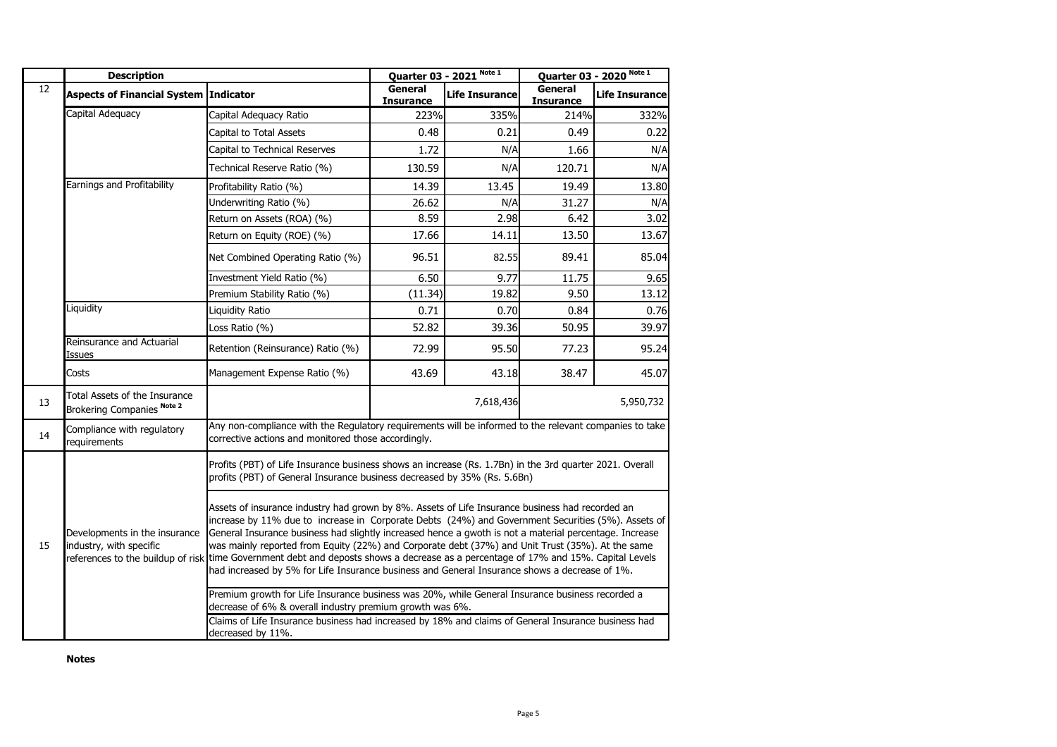| | Description | | Quarter 03 - 2021 Note 1 | | Quarter 03 - 2020 Note 1 | |
|---|---|---|---|---|---|---|
| 12 | **Aspects of Financial System** | **Indicator** | **General Insurance** | **Life Insurance** | **General Insurance** | **Life Insurance** |
| | Capital Adequacy | Capital Adequacy Ratio | 223% | 335% | 214% | 332% |
| | | Capital to Total Assets | 0.48 | 0.21 | 0.49 | 0.22 |
| | | Capital to Technical Reserves | 1.72 | N/A | 1.66 | N/A |
| | | Technical Reserve Ratio (%) | 130.59 | N/A | 120.71 | N/A |
| | Earnings and Profitability | Profitability Ratio (%) | 14.39 | 13.45 | 19.49 | 13.80 |
| | | Underwriting Ratio (%) | 26.62 | N/A | 31.27 | N/A |
| | | Return on Assets (ROA) (%) | 8.59 | 2.98 | 6.42 | 3.02 |
| | | Return on Equity (ROE) (%) | 17.66 | 14.11 | 13.50 | 13.67 |
| | | Net Combined Operating Ratio (%) | 96.51 | 82.55 | 89.41 | 85.04 |
| | | Investment Yield Ratio (%) | 6.50 | 9.77 | 11.75 | 9.65 |
| | | Premium Stability Ratio (%) | (11.34) | 19.82 | 9.50 | 13.12 |
| | Liquidity | Liquidity Ratio | 0.71 | 0.70 | 0.84 | 0.76 |
| | | Loss Ratio (%) | 52.82 | 39.36 | 50.95 | 39.97 |
| | Reinsurance and Actuarial Issues | Retention (Reinsurance) Ratio (%) | 72.99 | 95.50 | 77.23 | 95.24 |
| | Costs | Management Expense Ratio (%) | 43.69 | 43.18 | 38.47 | 45.07 |
| 13 | Total Assets of the Insurance Brokering Companies Note 2 | | 7,618,436 | | 5,950,732 | |
| 14 | Compliance with regulatory requirements | Any non-compliance with the Regulatory requirements will be informed to the relevant companies to take corrective actions and monitored those accordingly. | | | | |
| 15 | Developments in the insurance industry, with specific references to the buildup of risk | Profits (PBT) of Life Insurance business shows an increase (Rs. 1.7Bn) in the 3rd quarter 2021. Overall profits (PBT) of General Insurance business decreased by 35% (Rs. 5.6Bn) | | | | |
| | | Assets of insurance industry had grown by 8%. Assets of Life Insurance business had recorded an increase by 11% due to increase in Corporate Debts (24%) and Government Securities (5%). Assets of General Insurance business had slightly increased hence a gwoth is not a material percentage. Increase was mainly reported from Equity (22%) and Corporate debt (37%) and Unit Trust (35%). At the same time Government debt and deposts shows a decrease as a percentage of 17% and 15%. Capital Levels had increased by 5% for Life Insurance business and General Insurance shows a decrease of 1%. | | | | |
| | | Premium growth for Life Insurance business was 20%, while General Insurance business recorded a decrease of 6% & overall industry premium growth was 6%. | | | | |
| | | Claims of Life Insurance business had increased by 18% and claims of General Insurance business had decreased by 11%. | | | | |

**Notes**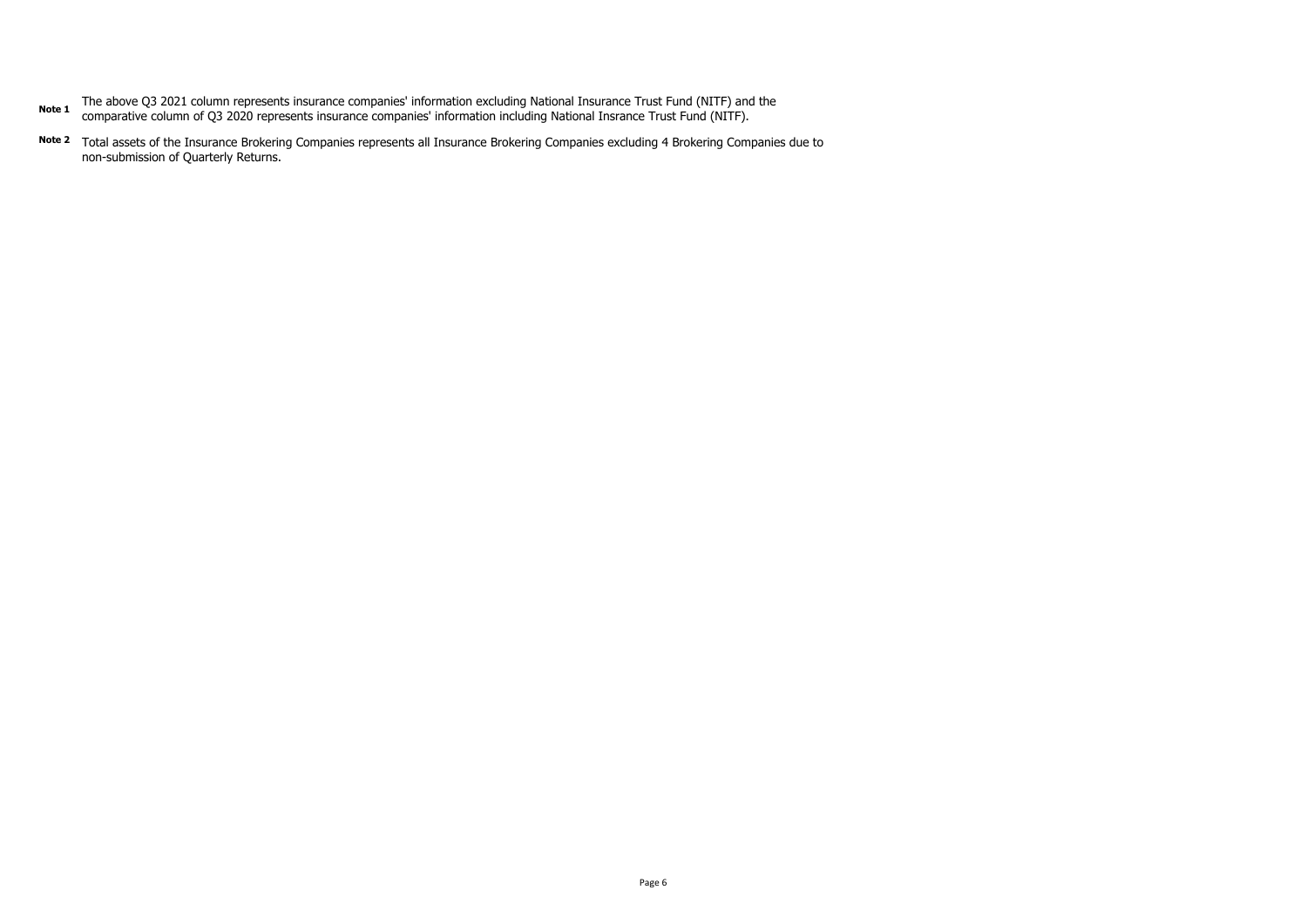**Note 1** The above Q3 2021 column represents insurance companies' information excluding National Insurance Trust Fund (NITF) and the comparative column of Q3 2020 represents insurance companies' information including National Insrance Trust Fund (NITF).

**Note 2** Total assets of the Insurance Brokering Companies represents all Insurance Brokering Companies excluding 4 Brokering Companies due to non-submission of Quarterly Returns.